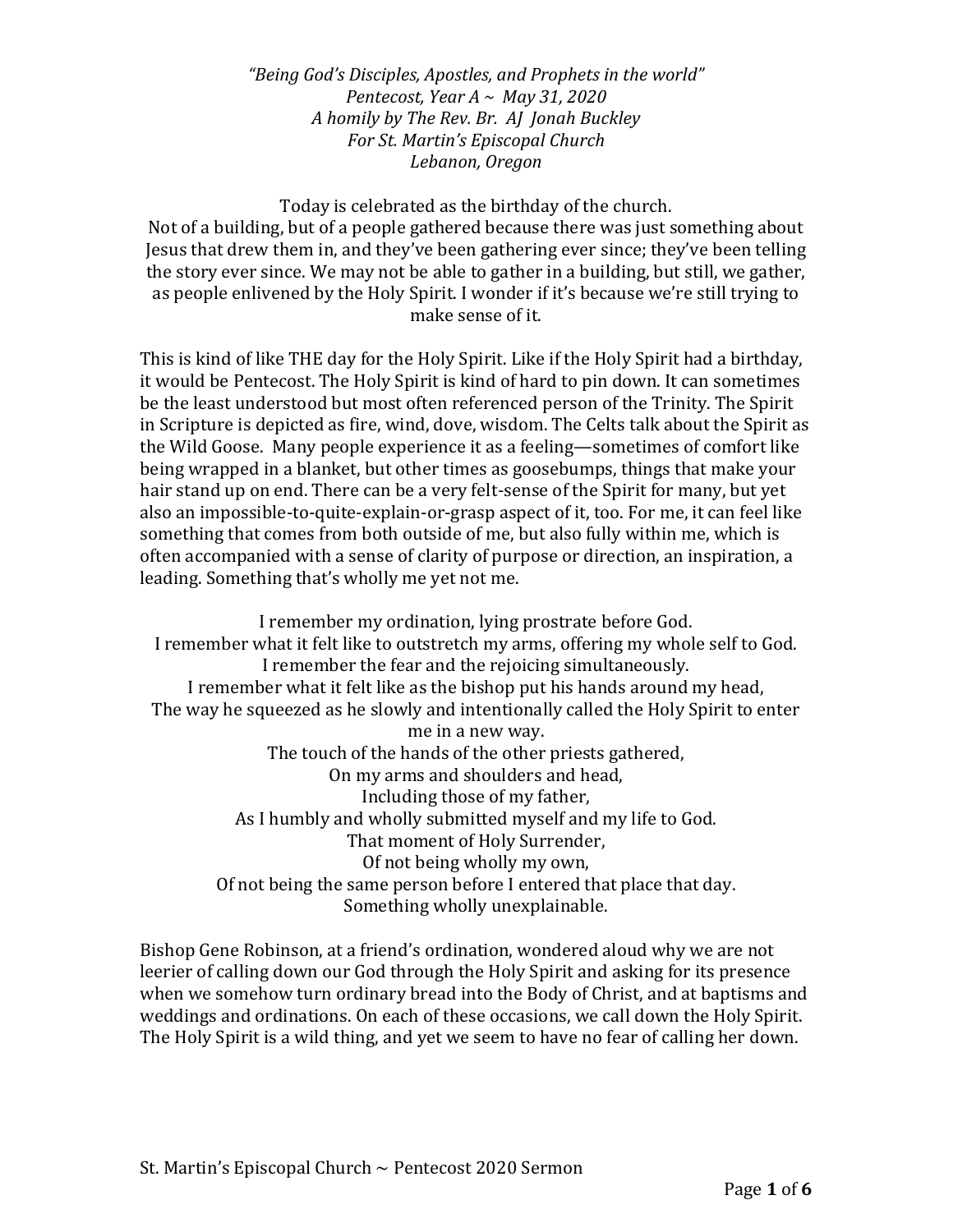*"Being God's Disciples, Apostles, and Prophets in the world"*
*Pentecost, Year A ~ May 31, 2020*
*A homily by The Rev. Br. AJ Jonah Buckley*
*For St. Martin's Episcopal Church*
*Lebanon, Oregon*

Today is celebrated as the birthday of the church.
Not of a building, but of a people gathered because there was just something about Jesus that drew them in, and they've been gathering ever since; they've been telling the story ever since. We may not be able to gather in a building, but still, we gather, as people enlivened by the Holy Spirit. I wonder if it's because we're still trying to make sense of it.

This is kind of like THE day for the Holy Spirit. Like if the Holy Spirit had a birthday, it would be Pentecost. The Holy Spirit is kind of hard to pin down. It can sometimes be the least understood but most often referenced person of the Trinity. The Spirit in Scripture is depicted as fire, wind, dove, wisdom. The Celts talk about the Spirit as the Wild Goose. Many people experience it as a feeling—sometimes of comfort like being wrapped in a blanket, but other times as goosebumps, things that make your hair stand up on end. There can be a very felt-sense of the Spirit for many, but yet also an impossible-to-quite-explain-or-grasp aspect of it, too. For me, it can feel like something that comes from both outside of me, but also fully within me, which is often accompanied with a sense of clarity of purpose or direction, an inspiration, a leading. Something that's wholly me yet not me.

I remember my ordination, lying prostrate before God.
I remember what it felt like to outstretch my arms, offering my whole self to God.
I remember the fear and the rejoicing simultaneously.
I remember what it felt like as the bishop put his hands around my head,
The way he squeezed as he slowly and intentionally called the Holy Spirit to enter me in a new way.
The touch of the hands of the other priests gathered,
On my arms and shoulders and head,
Including those of my father,
As I humbly and wholly submitted myself and my life to God.
That moment of Holy Surrender,
Of not being wholly my own,
Of not being the same person before I entered that place that day.
Something wholly unexplainable.

Bishop Gene Robinson, at a friend's ordination, wondered aloud why we are not leerier of calling down our God through the Holy Spirit and asking for its presence when we somehow turn ordinary bread into the Body of Christ, and at baptisms and weddings and ordinations. On each of these occasions, we call down the Holy Spirit. The Holy Spirit is a wild thing, and yet we seem to have no fear of calling her down.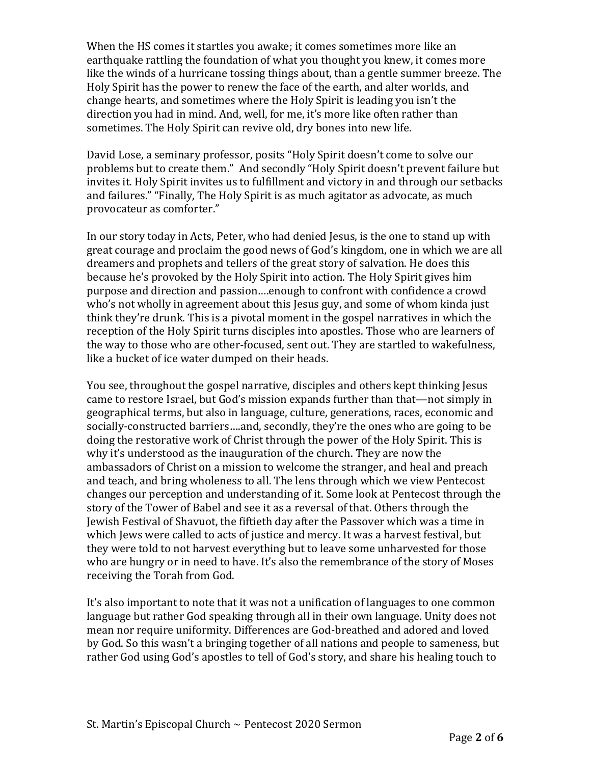When the HS comes it startles you awake; it comes sometimes more like an earthquake rattling the foundation of what you thought you knew, it comes more like the winds of a hurricane tossing things about, than a gentle summer breeze. The Holy Spirit has the power to renew the face of the earth, and alter worlds, and change hearts, and sometimes where the Holy Spirit is leading you isn't the direction you had in mind. And, well, for me, it's more like often rather than sometimes. The Holy Spirit can revive old, dry bones into new life.

David Lose, a seminary professor, posits "Holy Spirit doesn't come to solve our problems but to create them." And secondly "Holy Spirit doesn't prevent failure but invites it. Holy Spirit invites us to fulfillment and victory in and through our setbacks and failures." "Finally, The Holy Spirit is as much agitator as advocate, as much provocateur as comforter."

In our story today in Acts, Peter, who had denied Jesus, is the one to stand up with great courage and proclaim the good news of God's kingdom, one in which we are all dreamers and prophets and tellers of the great story of salvation. He does this because he's provoked by the Holy Spirit into action. The Holy Spirit gives him purpose and direction and passion….enough to confront with confidence a crowd who's not wholly in agreement about this Jesus guy, and some of whom kinda just think they're drunk. This is a pivotal moment in the gospel narratives in which the reception of the Holy Spirit turns disciples into apostles. Those who are learners of the way to those who are other-focused, sent out. They are startled to wakefulness, like a bucket of ice water dumped on their heads.

You see, throughout the gospel narrative, disciples and others kept thinking Jesus came to restore Israel, but God's mission expands further than that—not simply in geographical terms, but also in language, culture, generations, races, economic and socially-constructed barriers….and, secondly, they're the ones who are going to be doing the restorative work of Christ through the power of the Holy Spirit. This is why it's understood as the inauguration of the church. They are now the ambassadors of Christ on a mission to welcome the stranger, and heal and preach and teach, and bring wholeness to all. The lens through which we view Pentecost changes our perception and understanding of it. Some look at Pentecost through the story of the Tower of Babel and see it as a reversal of that. Others through the Jewish Festival of Shavuot, the fiftieth day after the Passover which was a time in which Jews were called to acts of justice and mercy. It was a harvest festival, but they were told to not harvest everything but to leave some unharvested for those who are hungry or in need to have. It's also the remembrance of the story of Moses receiving the Torah from God.

It's also important to note that it was not a unification of languages to one common language but rather God speaking through all in their own language. Unity does not mean nor require uniformity. Differences are God-breathed and adored and loved by God. So this wasn't a bringing together of all nations and people to sameness, but rather God using God's apostles to tell of God's story, and share his healing touch to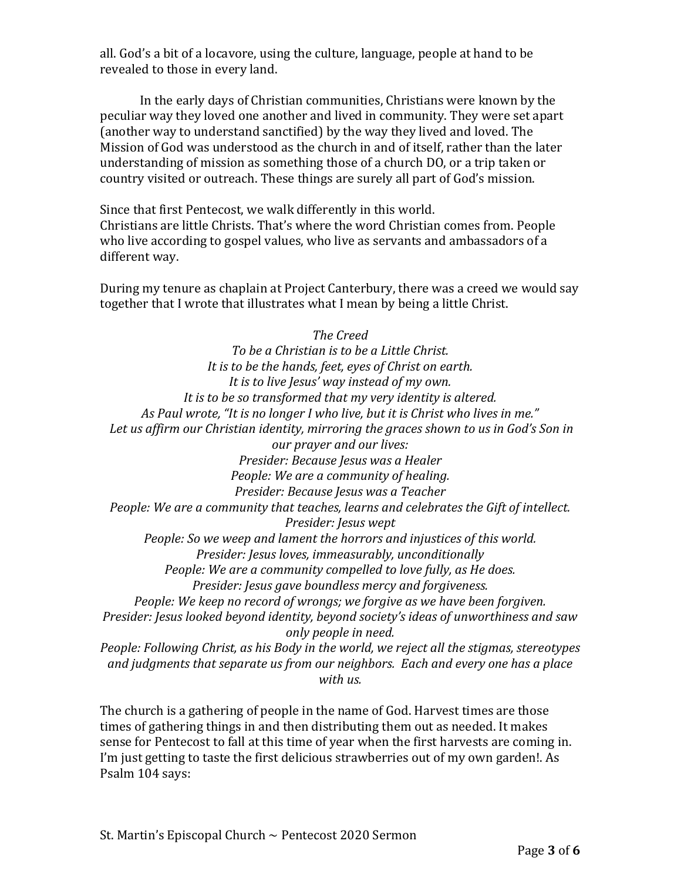all. God's a bit of a locavore, using the culture, language, people at hand to be revealed to those in every land.

In the early days of Christian communities, Christians were known by the peculiar way they loved one another and lived in community. They were set apart (another way to understand sanctified) by the way they lived and loved. The Mission of God was understood as the church in and of itself, rather than the later understanding of mission as something those of a church DO, or a trip taken or country visited or outreach. These things are surely all part of God's mission.

Since that first Pentecost, we walk differently in this world.
Christians are little Christs. That's where the word Christian comes from. People who live according to gospel values, who live as servants and ambassadors of a different way.

During my tenure as chaplain at Project Canterbury, there was a creed we would say together that I wrote that illustrates what I mean by being a little Christ.

*The Creed*
*To be a Christian is to be a Little Christ.*
*It is to be the hands, feet, eyes of Christ on earth.*
*It is to live Jesus' way instead of my own.*
*It is to be so transformed that my very identity is altered.*
*As Paul wrote, "It is no longer I who live, but it is Christ who lives in me."*
*Let us affirm our Christian identity, mirroring the graces shown to us in God's Son in our prayer and our lives:*
*Presider: Because Jesus was a Healer*
*People: We are a community of healing.*
*Presider: Because Jesus was a Teacher*
*People: We are a community that teaches, learns and celebrates the Gift of intellect.*
*Presider: Jesus wept*
*People: So we weep and lament the horrors and injustices of this world.*
*Presider: Jesus loves, immeasurably, unconditionally*
*People: We are a community compelled to love fully, as He does.*
*Presider: Jesus gave boundless mercy and forgiveness.*
*People: We keep no record of wrongs; we forgive as we have been forgiven.*
*Presider: Jesus looked beyond identity, beyond society's ideas of unworthiness and saw only people in need.*
*People: Following Christ, as his Body in the world, we reject all the stigmas, stereotypes and judgments that separate us from our neighbors. Each and every one has a place with us.*

The church is a gathering of people in the name of God. Harvest times are those times of gathering things in and then distributing them out as needed. It makes sense for Pentecost to fall at this time of year when the first harvests are coming in. I'm just getting to taste the first delicious strawberries out of my own garden!. As Psalm 104 says: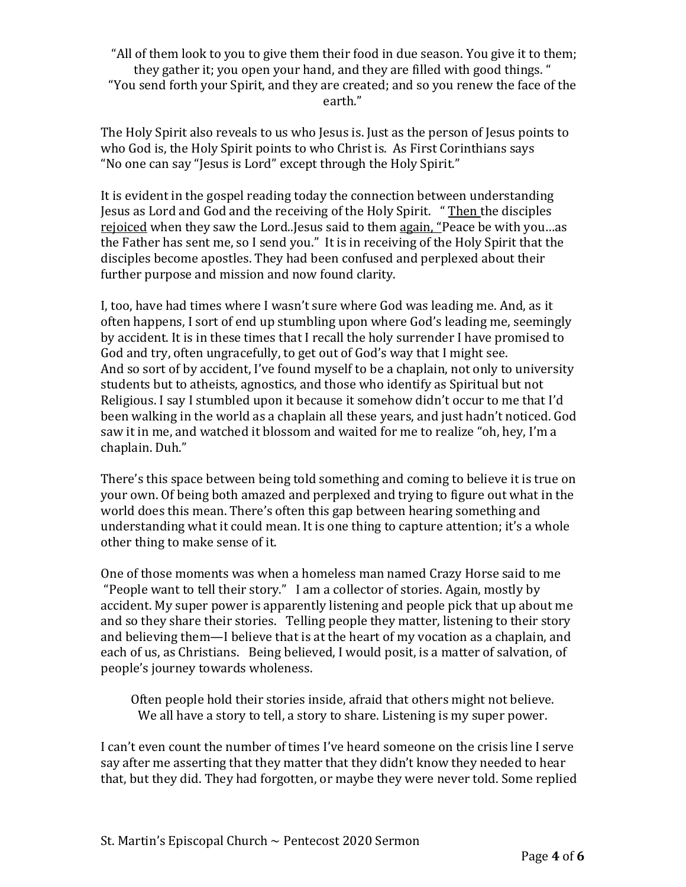"All of them look to you to give them their food in due season. You give it to them; they gather it; you open your hand, and they are filled with good things. "
"You send forth your Spirit, and they are created; and so you renew the face of the earth."

The Holy Spirit also reveals to us who Jesus is. Just as the person of Jesus points to who God is, the Holy Spirit points to who Christ is. As First Corinthians says "No one can say "Jesus is Lord" except through the Holy Spirit."

It is evident in the gospel reading today the connection between understanding Jesus as Lord and God and the receiving of the Holy Spirit. " <u>Then</u> the disciples <u>rejoiced</u> when they saw the Lord..Jesus said to them <u>again</u>, "Peace be with you…as the Father has sent me, so I send you." It is in receiving of the Holy Spirit that the disciples become apostles. They had been confused and perplexed about their further purpose and mission and now found clarity.

I, too, have had times where I wasn't sure where God was leading me. And, as it often happens, I sort of end up stumbling upon where God's leading me, seemingly by accident. It is in these times that I recall the holy surrender I have promised to God and try, often ungracefully, to get out of God's way that I might see.
And so sort of by accident, I've found myself to be a chaplain, not only to university students but to atheists, agnostics, and those who identify as Spiritual but not Religious. I say I stumbled upon it because it somehow didn't occur to me that I'd been walking in the world as a chaplain all these years, and just hadn't noticed. God saw it in me, and watched it blossom and waited for me to realize "oh, hey, I'm a chaplain. Duh."

There's this space between being told something and coming to believe it is true on your own. Of being both amazed and perplexed and trying to figure out what in the world does this mean. There's often this gap between hearing something and understanding what it could mean. It is one thing to capture attention; it's a whole other thing to make sense of it.

One of those moments was when a homeless man named Crazy Horse said to me "People want to tell their story." I am a collector of stories. Again, mostly by accident. My super power is apparently listening and people pick that up about me and so they share their stories. Telling people they matter, listening to their story and believing them—I believe that is at the heart of my vocation as a chaplain, and each of us, as Christians. Being believed, I would posit, is a matter of salvation, of people's journey towards wholeness.

Often people hold their stories inside, afraid that others might not believe.
We all have a story to tell, a story to share. Listening is my super power.

I can't even count the number of times I've heard someone on the crisis line I serve say after me asserting that they matter that they didn't know they needed to hear that, but they did. They had forgotten, or maybe they were never told. Some replied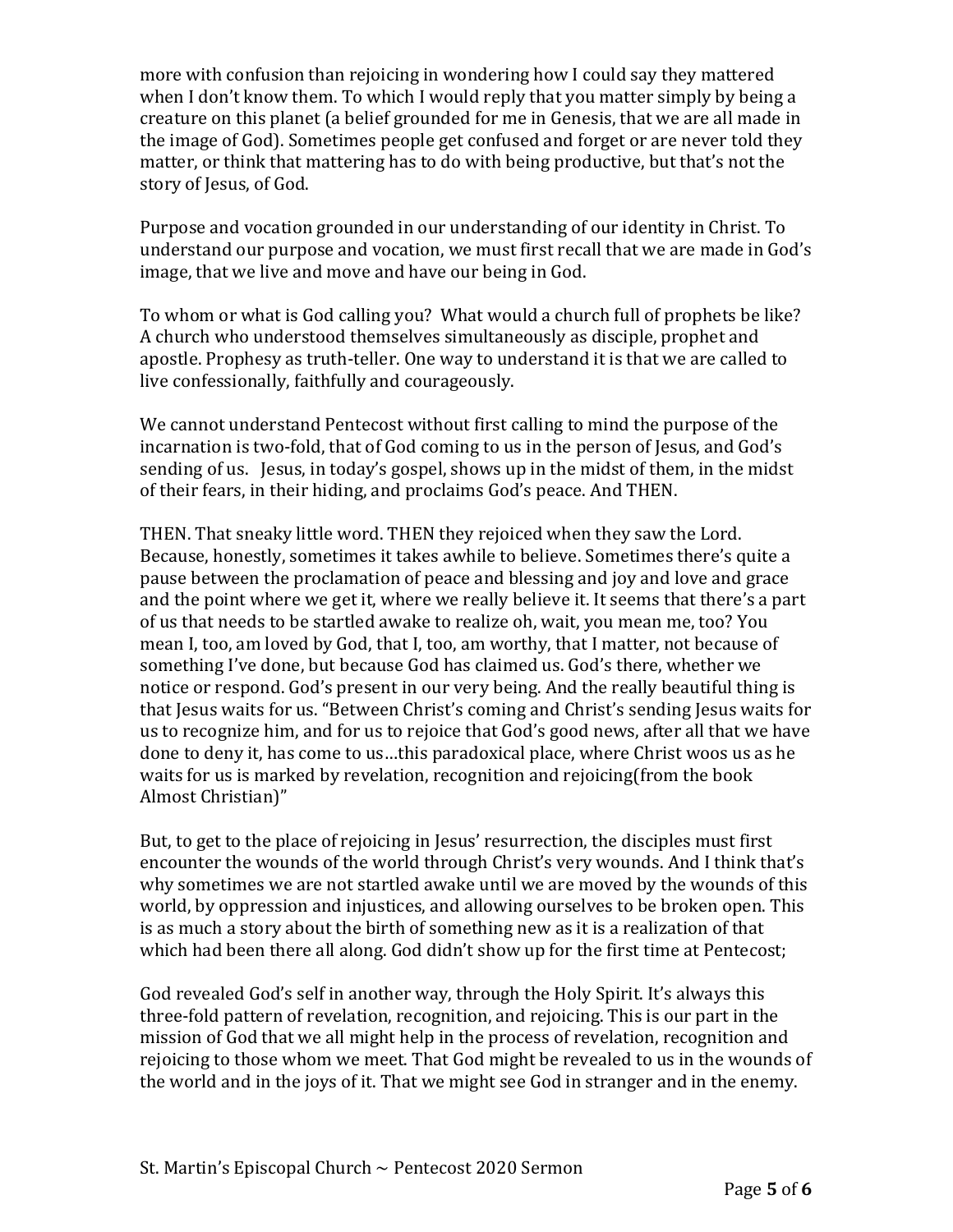more with confusion than rejoicing in wondering how I could say they mattered when I don't know them. To which I would reply that you matter simply by being a creature on this planet (a belief grounded for me in Genesis, that we are all made in the image of God). Sometimes people get confused and forget or are never told they matter, or think that mattering has to do with being productive, but that's not the story of Jesus, of God.

Purpose and vocation grounded in our understanding of our identity in Christ. To understand our purpose and vocation, we must first recall that we are made in God's image, that we live and move and have our being in God.

To whom or what is God calling you? What would a church full of prophets be like? A church who understood themselves simultaneously as disciple, prophet and apostle. Prophesy as truth-teller. One way to understand it is that we are called to live confessionally, faithfully and courageously.

We cannot understand Pentecost without first calling to mind the purpose of the incarnation is two-fold, that of God coming to us in the person of Jesus, and God's sending of us. Jesus, in today's gospel, shows up in the midst of them, in the midst of their fears, in their hiding, and proclaims God's peace. And THEN.

THEN. That sneaky little word. THEN they rejoiced when they saw the Lord. Because, honestly, sometimes it takes awhile to believe. Sometimes there's quite a pause between the proclamation of peace and blessing and joy and love and grace and the point where we get it, where we really believe it. It seems that there's a part of us that needs to be startled awake to realize oh, wait, you mean me, too? You mean I, too, am loved by God, that I, too, am worthy, that I matter, not because of something I've done, but because God has claimed us. God's there, whether we notice or respond. God's present in our very being. And the really beautiful thing is that Jesus waits for us. "Between Christ's coming and Christ's sending Jesus waits for us to recognize him, and for us to rejoice that God's good news, after all that we have done to deny it, has come to us…this paradoxical place, where Christ woos us as he waits for us is marked by revelation, recognition and rejoicing(from the book Almost Christian)"

But, to get to the place of rejoicing in Jesus' resurrection, the disciples must first encounter the wounds of the world through Christ's very wounds. And I think that's why sometimes we are not startled awake until we are moved by the wounds of this world, by oppression and injustices, and allowing ourselves to be broken open. This is as much a story about the birth of something new as it is a realization of that which had been there all along. God didn't show up for the first time at Pentecost;

God revealed God's self in another way, through the Holy Spirit. It's always this three-fold pattern of revelation, recognition, and rejoicing. This is our part in the mission of God that we all might help in the process of revelation, recognition and rejoicing to those whom we meet. That God might be revealed to us in the wounds of the world and in the joys of it. That we might see God in stranger and in the enemy.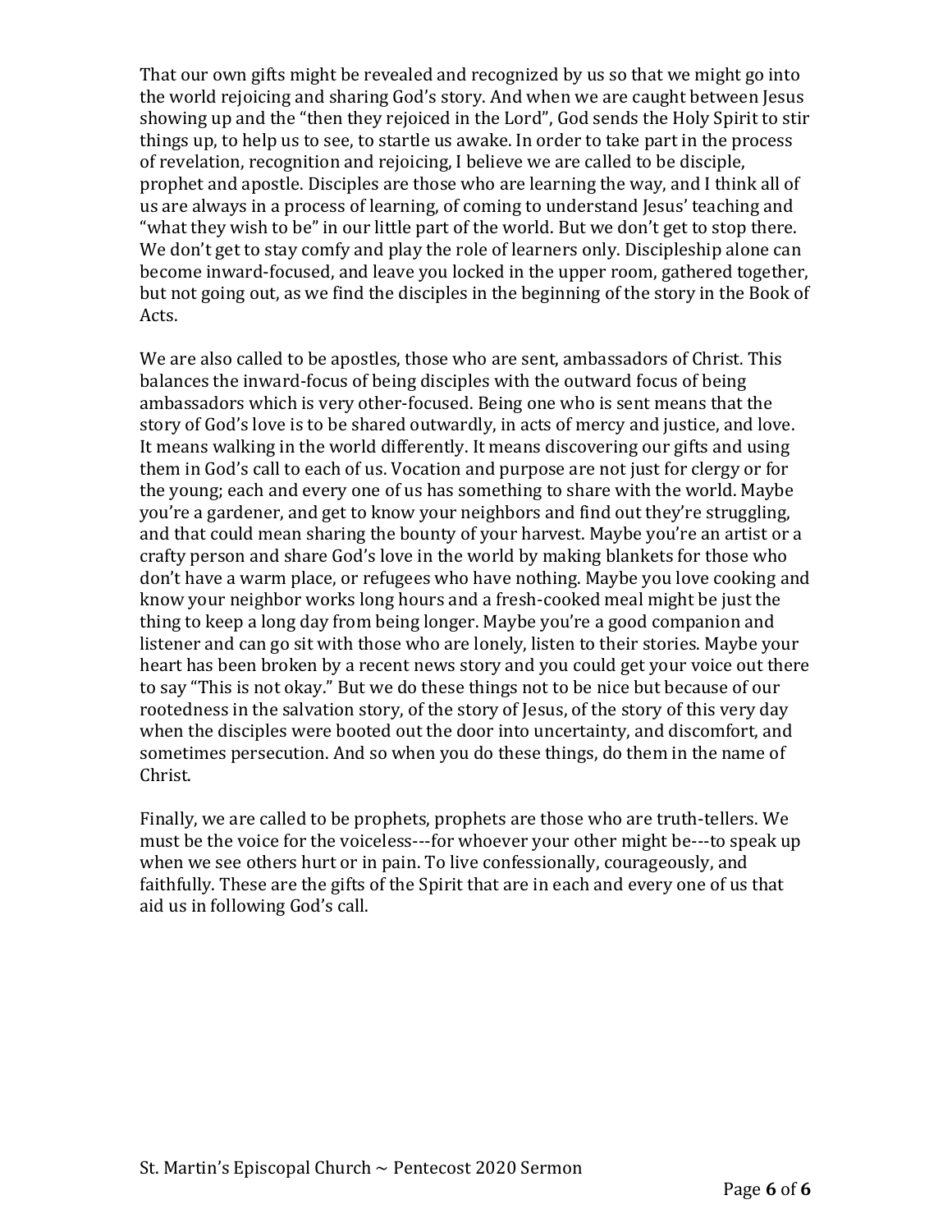That our own gifts might be revealed and recognized by us so that we might go into the world rejoicing and sharing God's story. And when we are caught between Jesus showing up and the "then they rejoiced in the Lord", God sends the Holy Spirit to stir things up, to help us to see, to startle us awake. In order to take part in the process of revelation, recognition and rejoicing, I believe we are called to be disciple, prophet and apostle. Disciples are those who are learning the way, and I think all of us are always in a process of learning, of coming to understand Jesus' teaching and "what they wish to be" in our little part of the world. But we don't get to stop there. We don't get to stay comfy and play the role of learners only. Discipleship alone can become inward-focused, and leave you locked in the upper room, gathered together, but not going out, as we find the disciples in the beginning of the story in the Book of Acts.

We are also called to be apostles, those who are sent, ambassadors of Christ. This balances the inward-focus of being disciples with the outward focus of being ambassadors which is very other-focused. Being one who is sent means that the story of God's love is to be shared outwardly, in acts of mercy and justice, and love. It means walking in the world differently. It means discovering our gifts and using them in God's call to each of us. Vocation and purpose are not just for clergy or for the young; each and every one of us has something to share with the world. Maybe you're a gardener, and get to know your neighbors and find out they're struggling, and that could mean sharing the bounty of your harvest. Maybe you're an artist or a crafty person and share God's love in the world by making blankets for those who don't have a warm place, or refugees who have nothing. Maybe you love cooking and know your neighbor works long hours and a fresh-cooked meal might be just the thing to keep a long day from being longer. Maybe you're a good companion and listener and can go sit with those who are lonely, listen to their stories. Maybe your heart has been broken by a recent news story and you could get your voice out there to say "This is not okay." But we do these things not to be nice but because of our rootedness in the salvation story, of the story of Jesus, of the story of this very day when the disciples were booted out the door into uncertainty, and discomfort, and sometimes persecution. And so when you do these things, do them in the name of Christ.

Finally, we are called to be prophets, prophets are those who are truth-tellers. We must be the voice for the voiceless---for whoever your other might be---to speak up when we see others hurt or in pain. To live confessionally, courageously, and faithfully. These are the gifts of the Spirit that are in each and every one of us that aid us in following God's call.